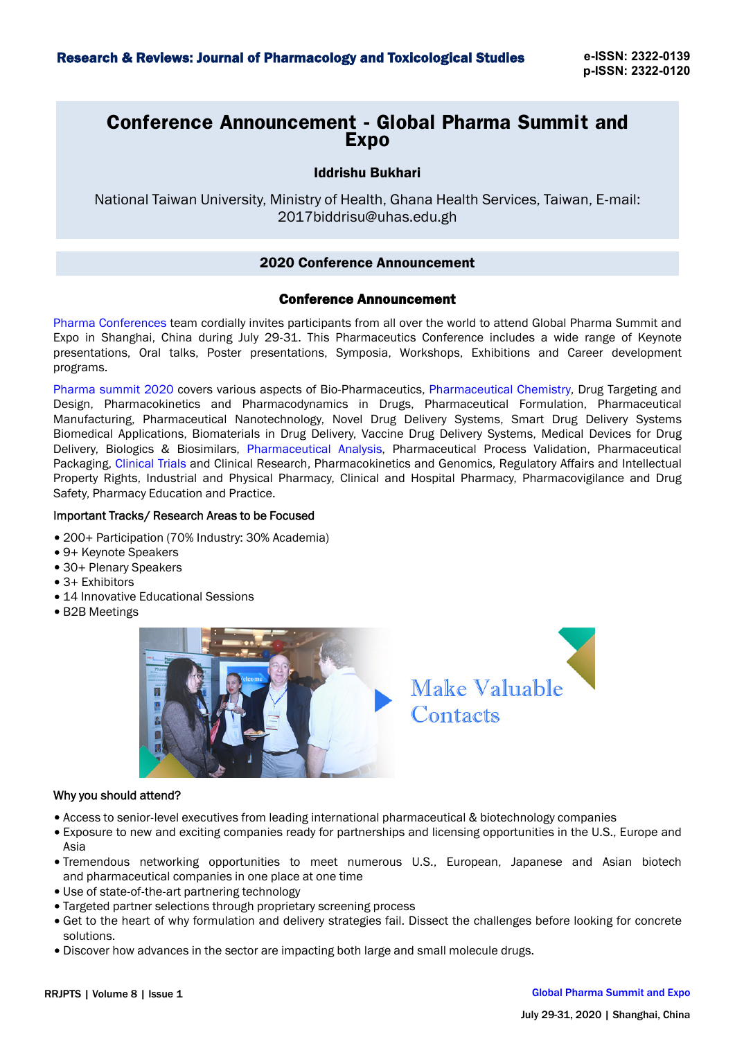# Conference Announcement - Global Pharma Summit and Expo

**Iddrishu Bukhari**

National Taiwan University, Ministry of Health, Ghana Health Services, Taiwan, E-mail: 2017biddrisu@uhas.edu.gh

## 2020 Conference Announcement

### Conference Announcement

Pharma Conferences team cordially invites participants from all over the world to attend Global Pharma Summit and Expo in Shanghai, China during July 29-31. This Pharmaceutics Conference includes a wide range of Keynote presentations, Oral talks, Poster presentations, Symposia, Workshops, Exhibitions and Career development programs.

Pharma summit 2020 covers various aspects of Bio-Pharmaceutics, Pharmaceutical Chemistry, Drug Targeting and Design, Pharmacokinetics and Pharmacodynamics in Drugs, Pharmaceutical Formulation, Pharmaceutical Manufacturing, Pharmaceutical Nanotechnology, Novel Drug Delivery Systems, Smart Drug Delivery Systems Biomedical Applications, Biomaterials in Drug Delivery, Vaccine Drug Delivery Systems, Medical Devices for Drug Delivery, Biologics & Biosimilars, Pharmaceutical Analysis, Pharmaceutical Process Validation, Pharmaceutical Packaging, Clinical Trials and Clinical Research, Pharmacokinetics and Genomics, Regulatory Affairs and Intellectual Property Rights, Industrial and Physical Pharmacy, Clinical and Hospital Pharmacy, Pharmacovigilance and Drug Safety, Pharmacy Education and Practice.

Important Tracks/ Research Areas to be Focused

- 200+ Participation (70% Industry: 30% Academia)
- 9+ Keynote Speakers
- 30+ Plenary Speakers
- 3+ Exhibitors
- 14 Innovative Educational Sessions
- B2B Meetings

Why you should attend?

- Access to senior-level executives from leading international pharmaceutical & biotechnology companies
- Exposure to new and exciting companies ready for partnerships and licensing opportunities in the U.S., Europe and Asia
- Tremendous networking opportunities to meet numerous U.S., European, Japanese and Asian biotech and pharmaceutical companies in one place at one time
- Use of state-of-the-art partnering technology
- Targeted partner selections through proprietary screening process
- Get to the heart of why formulation and delivery strategies fail. Dissect the challenges before looking for concrete solutions.
- Discover how advances in the sector are impacting both large and small molecule drugs.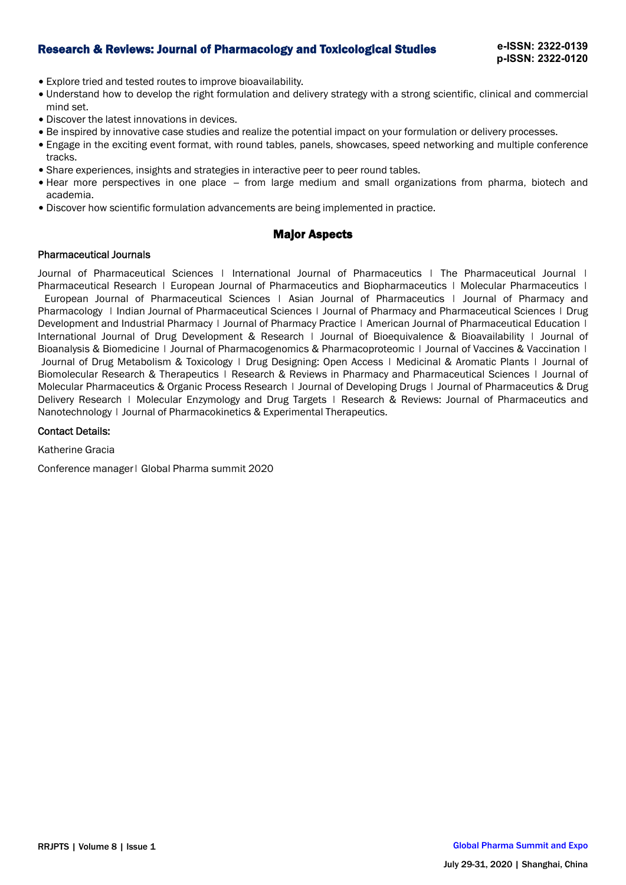- Explore tried and tested routes to improve bioavailability.
- Understand how to develop the right formulation and delivery strategy with a strong scientific, clinical and commercial mind set.
- Discover the latest innovations in devices.
- Be inspired by innovative case studies and realize the potential impact on your formulation or delivery processes.
- Engage in the exciting event format, with round tables, panels, showcases, speed networking and multiple conference tracks.
- Share experiences, insights and strategies in interactive peer to peer round tables.
- Hear more perspectives in one place – from large medium and small organizations from pharma, biotech and academia.
- Discover how scientific formulation advancements are being implemented in practice.

## Major Aspects

Pharmaceutical Journals

Journal of Pharmaceutical Sciences | International Journal of Pharmaceutics | The Pharmaceutical Journal | Pharmaceutical Research | European Journal of Pharmaceutics and Biopharmaceutics | Molecular Pharmaceutics | European Journal of Pharmaceutical Sciences | Asian Journal of Pharmaceutics | Journal of Pharmacy and Pharmacology | Indian Journal of Pharmaceutical Sciences | Journal of Pharmacy and Pharmaceutical Sciences | Drug Development and Industrial Pharmacy | Journal of Pharmacy Practice | American Journal of Pharmaceutical Education | International Journal of Drug Development & Research | Journal of Bioequivalence & Bioavailability | Journal of Bioanalysis & Biomedicine | Journal of Pharmacogenomics & Pharmacoproteomic | Journal of Vaccines & Vaccination | Journal of Drug Metabolism & Toxicology | Drug Designing: Open Access | Medicinal & Aromatic Plants | Journal of Biomolecular Research & Therapeutics | Research & Reviews in Pharmacy and Pharmaceutical Sciences | Journal of Molecular Pharmaceutics & Organic Process Research | Journal of Developing Drugs | Journal of Pharmaceutics & Drug Delivery Research | Molecular Enzymology and Drug Targets | Research & Reviews: Journal of Pharmaceutics and Nanotechnology | Journal of Pharmacokinetics & Experimental Therapeutics.

Contact Details:

Katherine Gracia

Conference manager| Global Pharma summit 2020